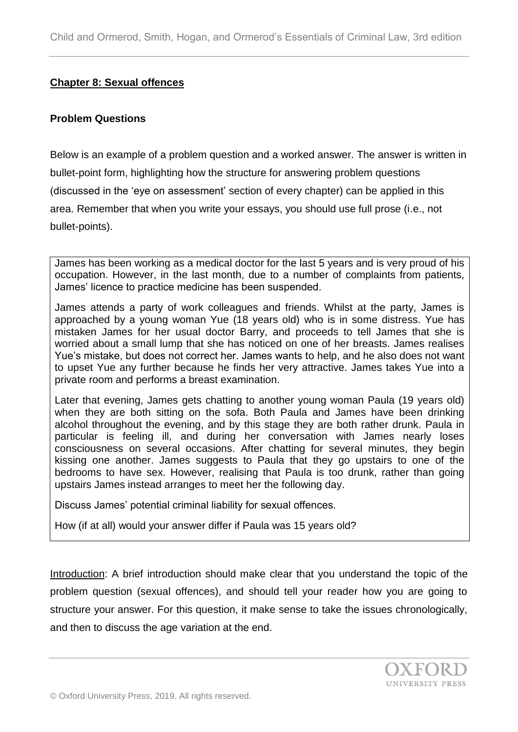## Chapter 8: Sexual offences

### Problem Questions

Below is an example of a problem question and a worked answer. The answer is written in bullet-point form, highlighting how the structure for answering problem questions (discussed in the 'eye on assessment' section of every chapter) can be applied in this area. Remember that when you write your essays, you should use full prose (i.e., not bullet-points).

> James has been working as a medical doctor for the last 5 years and is very proud of his occupation. However, in the last month, due to a number of complaints from patients, James' licence to practice medicine has been suspended.
>
> James attends a party of work colleagues and friends. Whilst at the party, James is approached by a young woman Yue (18 years old) who is in some distress. Yue has mistaken James for her usual doctor Barry, and proceeds to tell James that she is worried about a small lump that she has noticed on one of her breasts. James realises Yue's mistake, but does not correct her. James wants to help, and he also does not want to upset Yue any further because he finds her very attractive. James takes Yue into a private room and performs a breast examination.
>
> Later that evening, James gets chatting to another young woman Paula (19 years old) when they are both sitting on the sofa. Both Paula and James have been drinking alcohol throughout the evening, and by this stage they are both rather drunk. Paula in particular is feeling ill, and during her conversation with James nearly loses consciousness on several occasions. After chatting for several minutes, they begin kissing one another. James suggests to Paula that they go upstairs to one of the bedrooms to have sex. However, realising that Paula is too drunk, rather than going upstairs James instead arranges to meet her the following day.
>
> Discuss James' potential criminal liability for sexual offences.
>
> How (if at all) would your answer differ if Paula was 15 years old?

Introduction: A brief introduction should make clear that you understand the topic of the problem question (sexual offences), and should tell your reader how you are going to structure your answer. For this question, it make sense to take the issues chronologically, and then to discuss the age variation at the end.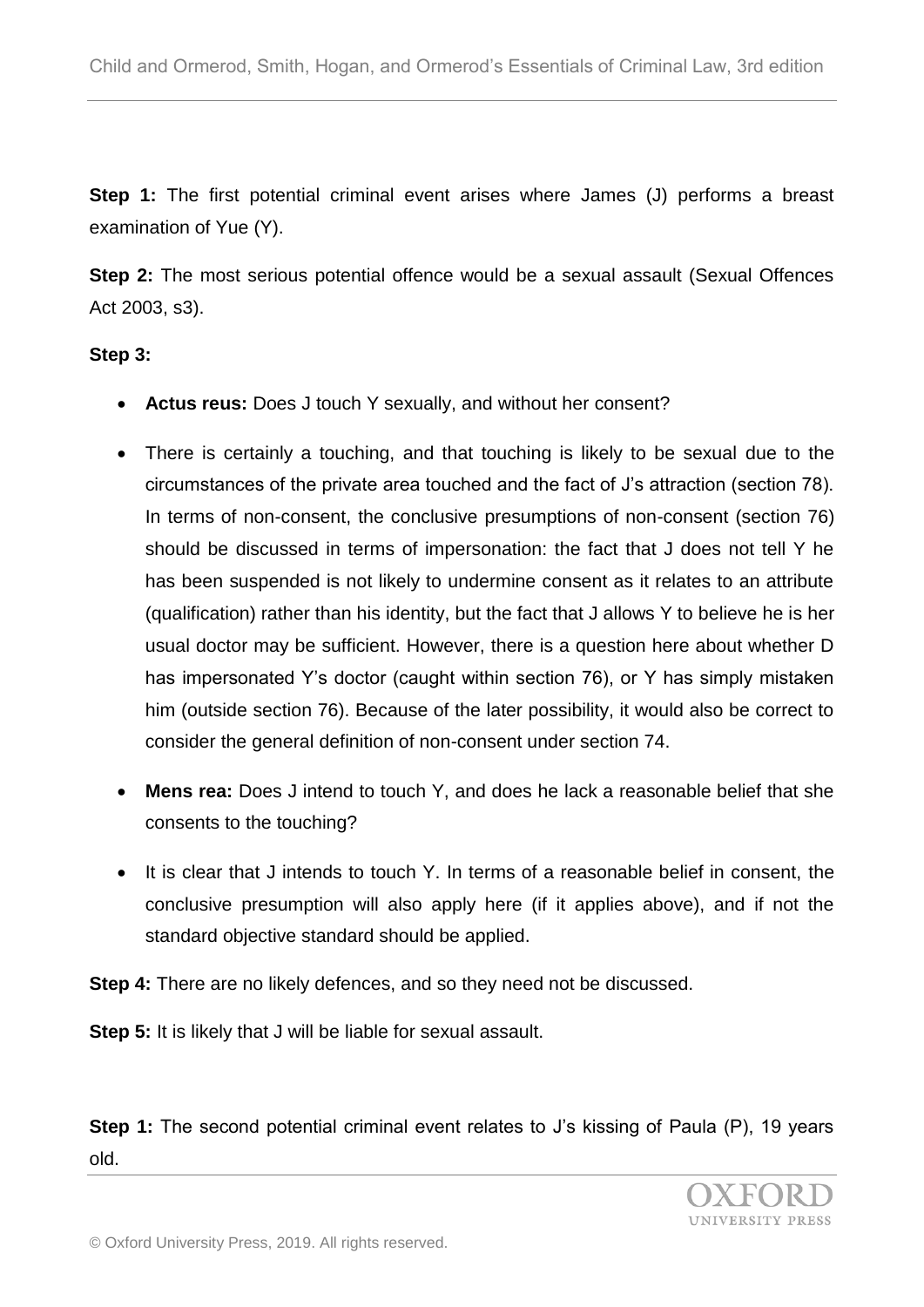**Step 1:** The first potential criminal event arises where James (J) performs a breast examination of Yue (Y).

**Step 2:** The most serious potential offence would be a sexual assault (Sexual Offences Act 2003, s3).

**Step 3:**

- **Actus reus:** Does J touch Y sexually, and without her consent?
- There is certainly a touching, and that touching is likely to be sexual due to the circumstances of the private area touched and the fact of J's attraction (section 78). In terms of non-consent, the conclusive presumptions of non-consent (section 76) should be discussed in terms of impersonation: the fact that J does not tell Y he has been suspended is not likely to undermine consent as it relates to an attribute (qualification) rather than his identity, but the fact that J allows Y to believe he is her usual doctor may be sufficient. However, there is a question here about whether D has impersonated Y's doctor (caught within section 76), or Y has simply mistaken him (outside section 76). Because of the later possibility, it would also be correct to consider the general definition of non-consent under section 74.
- **Mens rea:** Does J intend to touch Y, and does he lack a reasonable belief that she consents to the touching?
- It is clear that J intends to touch Y. In terms of a reasonable belief in consent, the conclusive presumption will also apply here (if it applies above), and if not the standard objective standard should be applied.

**Step 4:** There are no likely defences, and so they need not be discussed.

**Step 5:** It is likely that J will be liable for sexual assault.

**Step 1:** The second potential criminal event relates to J's kissing of Paula (P), 19 years old.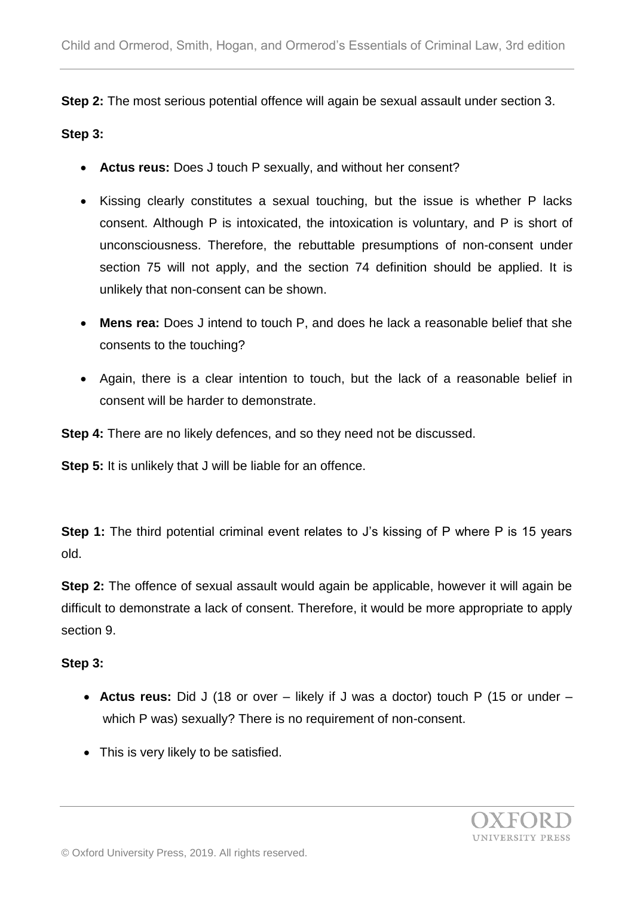**Step 2:** The most serious potential offence will again be sexual assault under section 3.

**Step 3:**

- **Actus reus:** Does J touch P sexually, and without her consent?
- Kissing clearly constitutes a sexual touching, but the issue is whether P lacks consent. Although P is intoxicated, the intoxication is voluntary, and P is short of unconsciousness. Therefore, the rebuttable presumptions of non-consent under section 75 will not apply, and the section 74 definition should be applied. It is unlikely that non-consent can be shown.
- **Mens rea:** Does J intend to touch P, and does he lack a reasonable belief that she consents to the touching?
- Again, there is a clear intention to touch, but the lack of a reasonable belief in consent will be harder to demonstrate.

**Step 4:** There are no likely defences, and so they need not be discussed.

**Step 5:** It is unlikely that J will be liable for an offence.

**Step 1:** The third potential criminal event relates to J's kissing of P where P is 15 years old.

**Step 2:** The offence of sexual assault would again be applicable, however it will again be difficult to demonstrate a lack of consent. Therefore, it would be more appropriate to apply section 9.

**Step 3:**

- **Actus reus:** Did J (18 or over – likely if J was a doctor) touch P (15 or under – which P was) sexually? There is no requirement of non-consent.
- This is very likely to be satisfied.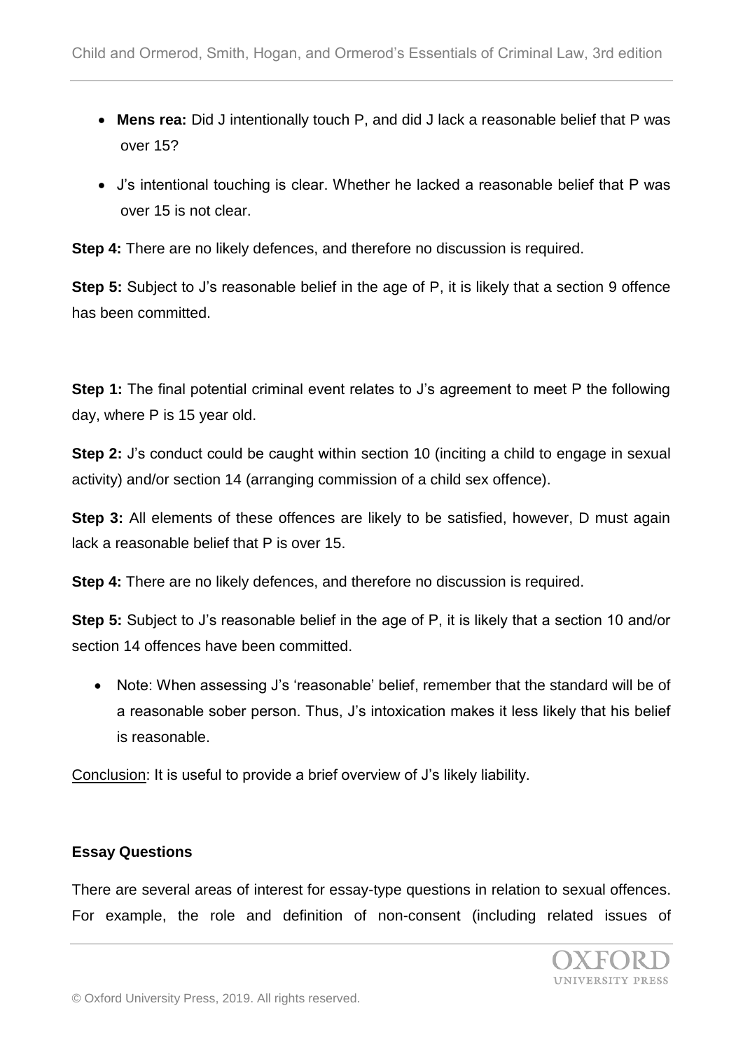- **Mens rea:** Did J intentionally touch P, and did J lack a reasonable belief that P was over 15?
- J's intentional touching is clear. Whether he lacked a reasonable belief that P was over 15 is not clear.

**Step 4:** There are no likely defences, and therefore no discussion is required.

**Step 5:** Subject to J's reasonable belief in the age of P, it is likely that a section 9 offence has been committed.

**Step 1:** The final potential criminal event relates to J's agreement to meet P the following day, where P is 15 year old.

**Step 2:** J's conduct could be caught within section 10 (inciting a child to engage in sexual activity) and/or section 14 (arranging commission of a child sex offence).

**Step 3:** All elements of these offences are likely to be satisfied, however, D must again lack a reasonable belief that P is over 15.

**Step 4:** There are no likely defences, and therefore no discussion is required.

**Step 5:** Subject to J's reasonable belief in the age of P, it is likely that a section 10 and/or section 14 offences have been committed.

- Note: When assessing J's 'reasonable' belief, remember that the standard will be of a reasonable sober person. Thus, J's intoxication makes it less likely that his belief is reasonable.

<u>Conclusion</u>: It is useful to provide a brief overview of J's likely liability.

**Essay Questions**

There are several areas of interest for essay-type questions in relation to sexual offences. For example, the role and definition of non-consent (including related issues of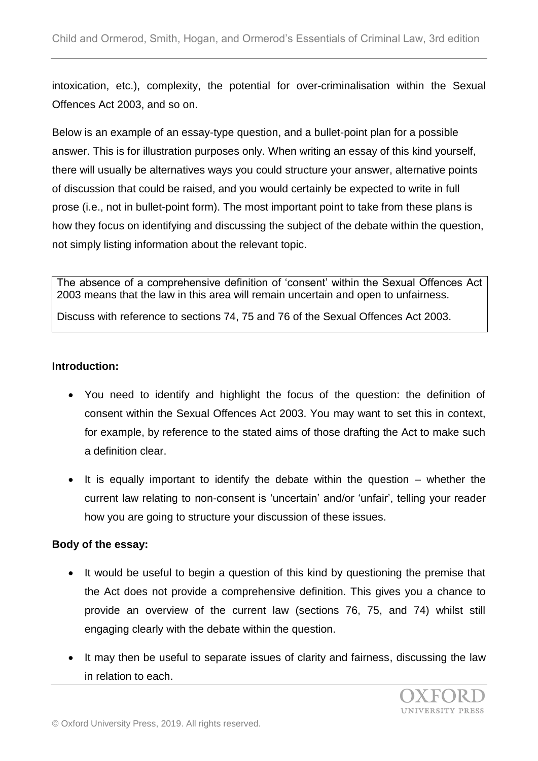intoxication, etc.), complexity, the potential for over-criminalisation within the Sexual Offences Act 2003, and so on.

Below is an example of an essay-type question, and a bullet-point plan for a possible answer. This is for illustration purposes only. When writing an essay of this kind yourself, there will usually be alternatives ways you could structure your answer, alternative points of discussion that could be raised, and you would certainly be expected to write in full prose (i.e., not in bullet-point form). The most important point to take from these plans is how they focus on identifying and discussing the subject of the debate within the question, not simply listing information about the relevant topic.

> The absence of a comprehensive definition of 'consent' within the Sexual Offences Act 2003 means that the law in this area will remain uncertain and open to unfairness.
>
> Discuss with reference to sections 74, 75 and 76 of the Sexual Offences Act 2003.

**Introduction:**

- You need to identify and highlight the focus of the question: the definition of consent within the Sexual Offences Act 2003. You may want to set this in context, for example, by reference to the stated aims of those drafting the Act to make such a definition clear.
- It is equally important to identify the debate within the question – whether the current law relating to non-consent is 'uncertain' and/or 'unfair', telling your reader how you are going to structure your discussion of these issues.

**Body of the essay:**

- It would be useful to begin a question of this kind by questioning the premise that the Act does not provide a comprehensive definition. This gives you a chance to provide an overview of the current law (sections 76, 75, and 74) whilst still engaging clearly with the debate within the question.
- It may then be useful to separate issues of clarity and fairness, discussing the law in relation to each.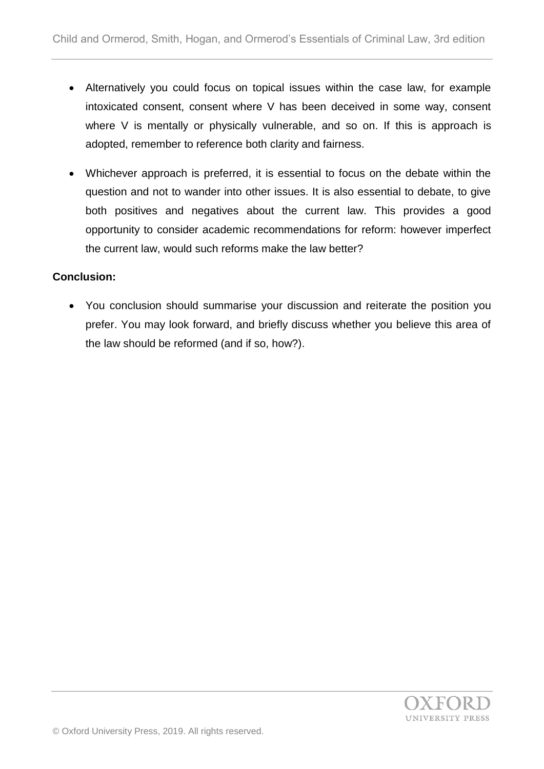- Alternatively you could focus on topical issues within the case law, for example intoxicated consent, consent where V has been deceived in some way, consent where V is mentally or physically vulnerable, and so on. If this is approach is adopted, remember to reference both clarity and fairness.
- Whichever approach is preferred, it is essential to focus on the debate within the question and not to wander into other issues. It is also essential to debate, to give both positives and negatives about the current law. This provides a good opportunity to consider academic recommendations for reform: however imperfect the current law, would such reforms make the law better?

**Conclusion:**

- You conclusion should summarise your discussion and reiterate the position you prefer. You may look forward, and briefly discuss whether you believe this area of the law should be reformed (and if so, how?).